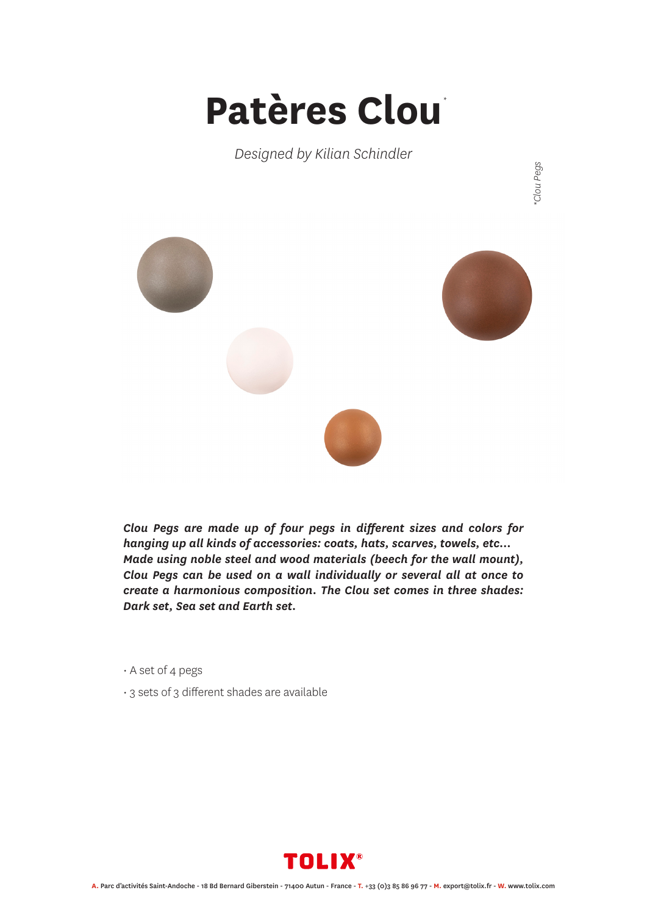# Patères Clou*

*Designed by Kilian Schindler*

*\*Clou Pegs*

***Clou Pegs are made up of four pegs in different sizes and colors for hanging up all kinds of accessories: coats, hats, scarves, towels, etc... Made using noble steel and wood materials (beech for the wall mount), Clou Pegs can be used on a wall individually or several all at once to create a harmonious composition. The Clou set comes in three shades: Dark set, Sea set and Earth set.***

- A set of 4 pegs
- 3 sets of 3 different shades are available

**TOLIX®**

**A.** Parc d'activités Saint-Andoche - 18 Bd Bernard Giberstein - 71400 Autun - France - **T.** +33 (0)3 85 86 96 77 - **M.** export@tolix.fr - **W.** www.tolix.com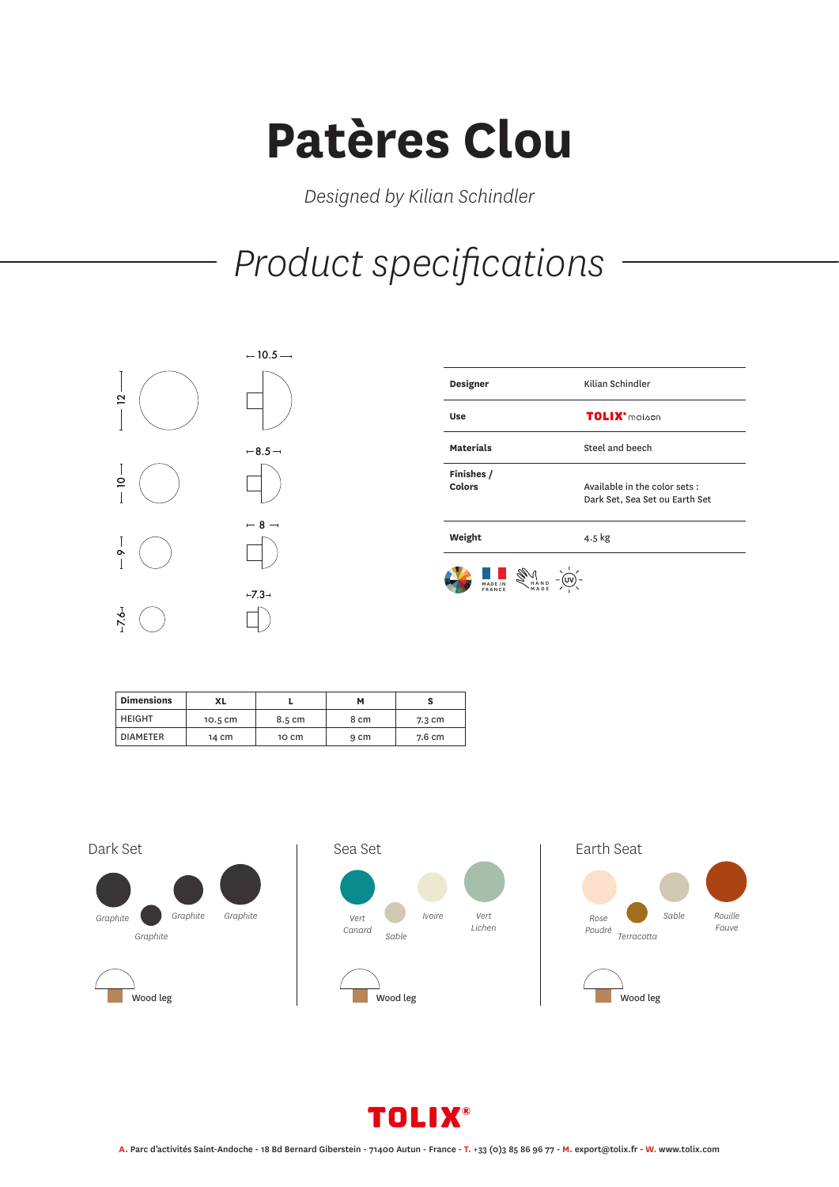# Patères Clou

*Designed by Kilian Schindler*

## *Product specifications*

— 10.5 —

12

— 8.5 —

10

— 8 —

9

7.3

7.6

| | |
|---|---|
| **Designer** | Kilian Schindler |
| **Use** | TOLIX® maison |
| **Materials** | Steel and beech |
| **Finishes / Colors** | Available in the color sets : Dark Set, Sea Set ou Earth Set |
| **Weight** | 4.5 kg |

MADE IN FRANCE

HAND MADE

UV

| Dimensions | XL | L | M | S |
|---|---|---|---|---|
| HEIGHT | 10.5 cm | 8.5 cm | 8 cm | 7.3 cm |
| DIAMETER | 14 cm | 10 cm | 9 cm | 7.6 cm |

Dark Set

*Graphite* *Graphite* *Graphite* *Graphite*

Wood leg

Sea Set

*Vert Canard* *Sable* *Ivoire* *Vert Lichen*

Wood leg

Earth Seat

*Rose Poudré* *Terracotta* *Sable* *Rouille Fauve*

Wood leg

TOLIX®

**A.** Parc d'activités Saint-Andoche - 18 Bd Bernard Giberstein - 71400 Autun - France - **T.** +33 (0)3 85 86 96 77 - **M.** export@tolix.fr - **W.** www.tolix.com